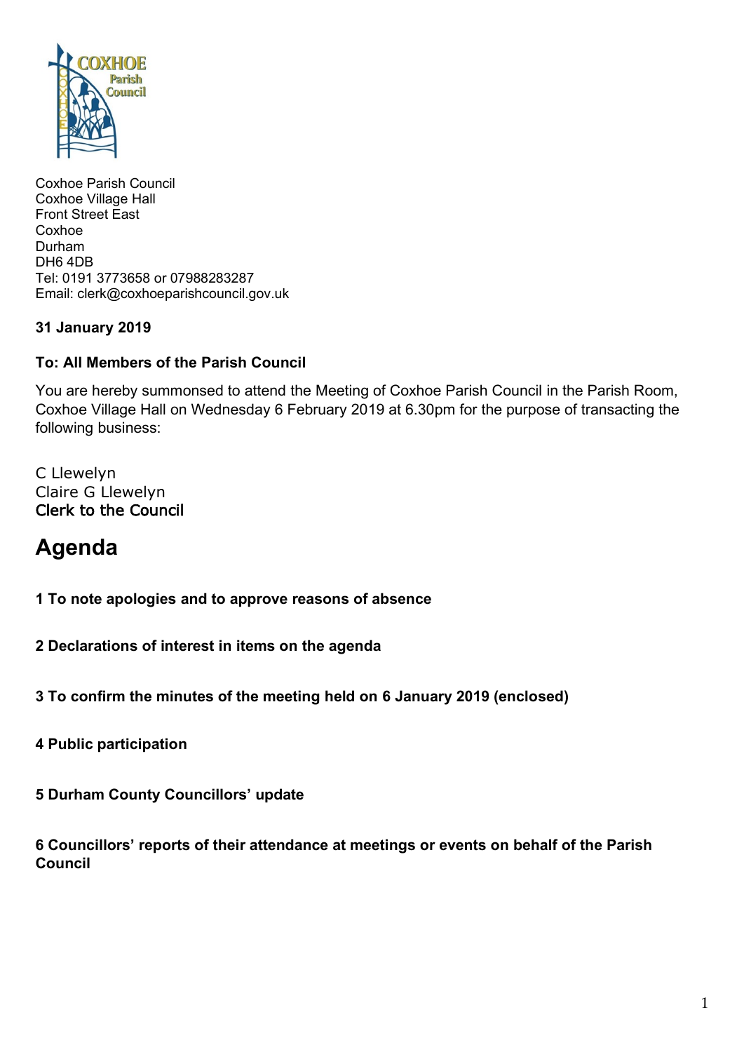Coxhoe Parish Council
Coxhoe Village Hall
Front Street East
Coxhoe
Durham
DH6 4DB
Tel: 0191 3773658 or 07988283287
Email: clerk@coxhoeparishcouncil.gov.uk

**31 January 2019**

**To: All Members of the Parish Council**

You are hereby summonsed to attend the Meeting of Coxhoe Parish Council in the Parish Room, Coxhoe Village Hall on Wednesday 6 February 2019 at 6.30pm for the purpose of transacting the following business:

C Llewelyn
Claire G Llewelyn
Clerk to the Council

# Agenda

**1 To note apologies and to approve reasons of absence**

**2 Declarations of interest in items on the agenda**

**3 To confirm the minutes of the meeting held on 6 January 2019 (enclosed)**

**4 Public participation**

**5 Durham County Councillors' update**

**6 Councillors' reports of their attendance at meetings or events on behalf of the Parish Council**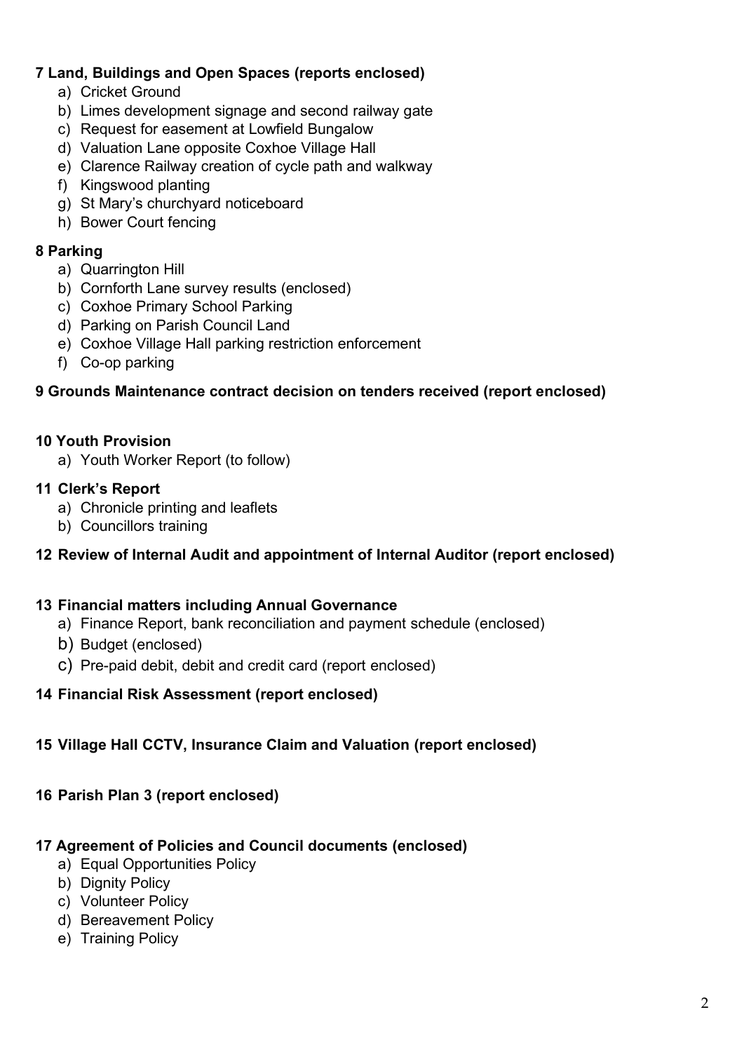**7 Land, Buildings and Open Spaces (reports enclosed)**

a) Cricket Ground
b) Limes development signage and second railway gate
c) Request for easement at Lowfield Bungalow
d) Valuation Lane opposite Coxhoe Village Hall
e) Clarence Railway creation of cycle path and walkway
f) Kingswood planting
g) St Mary's churchyard noticeboard
h) Bower Court fencing

**8 Parking**

a) Quarrington Hill
b) Cornforth Lane survey results (enclosed)
c) Coxhoe Primary School Parking
d) Parking on Parish Council Land
e) Coxhoe Village Hall parking restriction enforcement
f) Co-op parking

**9 Grounds Maintenance contract decision on tenders received (report enclosed)**

**10 Youth Provision**

a) Youth Worker Report (to follow)

**11 Clerk's Report**

a) Chronicle printing and leaflets
b) Councillors training

**12 Review of Internal Audit and appointment of Internal Auditor (report enclosed)**

**13 Financial matters including Annual Governance**

a) Finance Report, bank reconciliation and payment schedule (enclosed)
b) Budget (enclosed)
c) Pre-paid debit, debit and credit card (report enclosed)

**14 Financial Risk Assessment (report enclosed)**

**15 Village Hall CCTV, Insurance Claim and Valuation (report enclosed)**

**16 Parish Plan 3 (report enclosed)**

**17 Agreement of Policies and Council documents (enclosed)**

a) Equal Opportunities Policy
b) Dignity Policy
c) Volunteer Policy
d) Bereavement Policy
e) Training Policy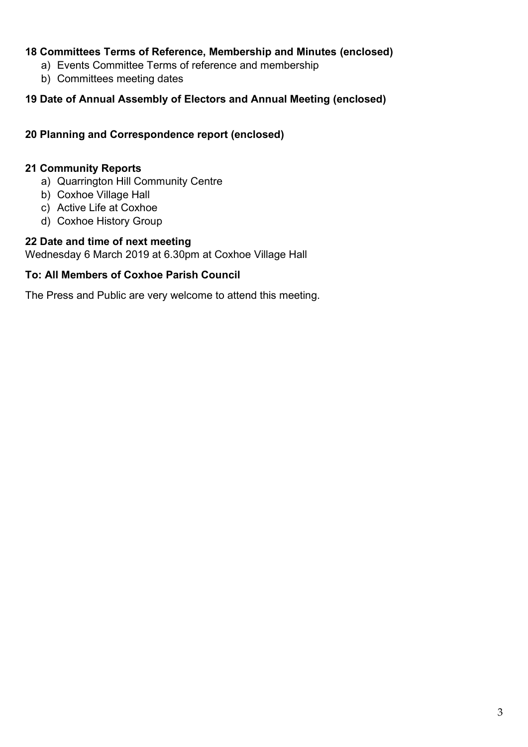**18 Committees Terms of Reference, Membership and Minutes (enclosed)**

a) Events Committee Terms of reference and membership
b) Committees meeting dates

**19 Date of Annual Assembly of Electors and Annual Meeting (enclosed)**

**20 Planning and Correspondence report (enclosed)**

**21 Community Reports**

a) Quarrington Hill Community Centre
b) Coxhoe Village Hall
c) Active Life at Coxhoe
d) Coxhoe History Group

**22 Date and time of next meeting**

Wednesday 6 March 2019 at 6.30pm at Coxhoe Village Hall

**To: All Members of Coxhoe Parish Council**

The Press and Public are very welcome to attend this meeting.